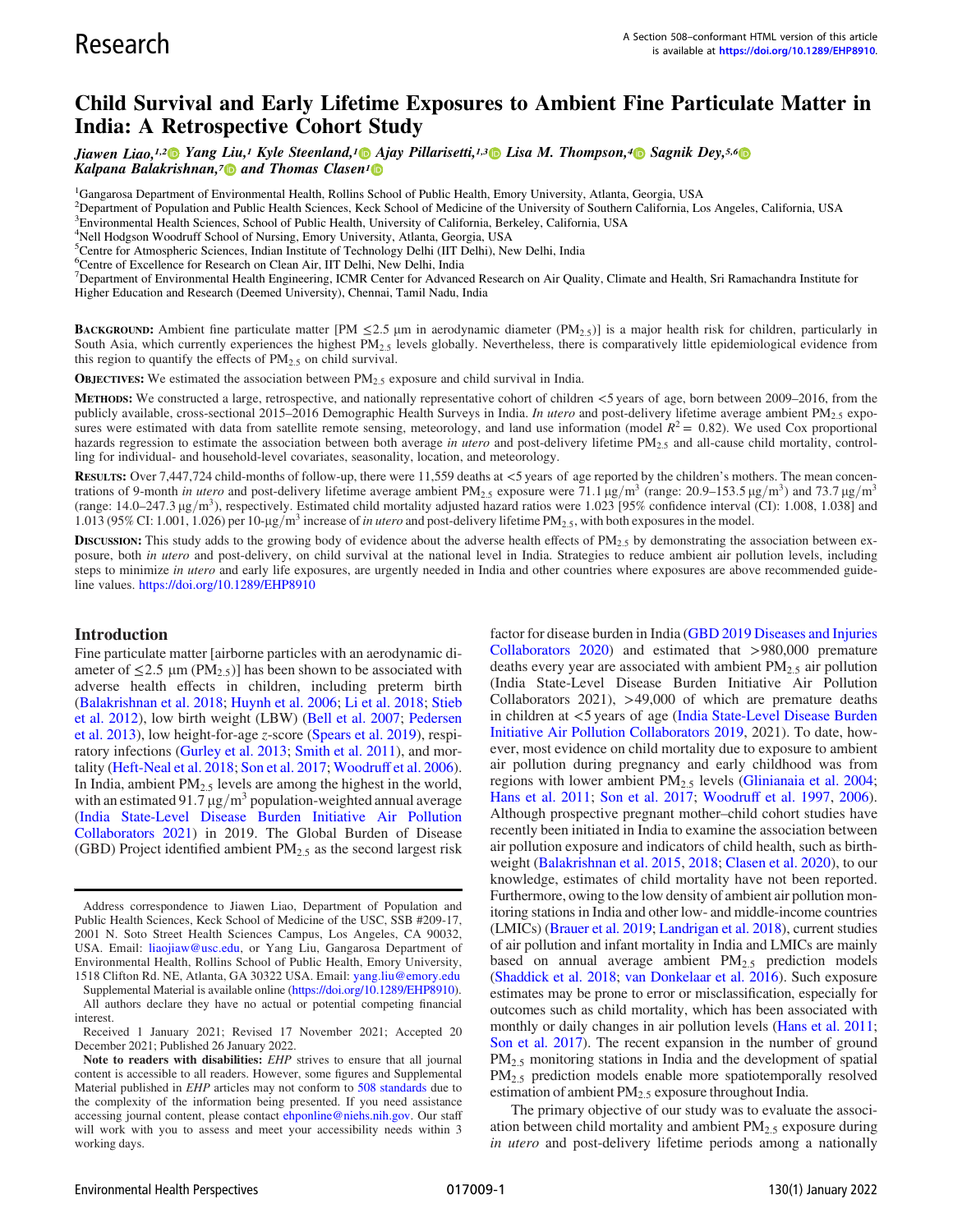# Child Survival and Early Lifetime Exposures to Ambient Fine Particulate Matter in India: A Retrospective Cohort Study

*Jiawen Liao,[1,2] Yang Liu,[1] Kyle Steenland,[1] Ajay Pillarisetti,[1,3] Lisa M. Thompson,[4] Sagnik Dey,[5,6] Kalpana Balakrishnan,[7] and Thomas Clasen[1]*

[1]Gangarosa Department of Environmental Health, Rollins School of Public Health, Emory University, Atlanta, Georgia, USA
[2]Department of Population and Public Health Sciences, Keck School of Medicine of the University of Southern California, Los Angeles, California, USA
[3]Environmental Health Sciences, School of Public Health, University of California, Berkeley, California, USA
[4]Nell Hodgson Woodruff School of Nursing, Emory University, Atlanta, Georgia, USA
[5]Centre for Atmospheric Sciences, Indian Institute of Technology Delhi (IIT Delhi), New Delhi, India
[6]Centre of Excellence for Research on Clean Air, IIT Delhi, New Delhi, India
[7]Department of Environmental Health Engineering, ICMR Center for Advanced Research on Air Quality, Climate and Health, Sri Ramachandra Institute for Higher Education and Research (Deemed University), Chennai, Tamil Nadu, India

**Background:** Ambient fine particulate matter [PM ≤2.5 μm in aerodynamic diameter ($PM_{2.5}$)] is a major health risk for children, particularly in South Asia, which currently experiences the highest $PM_{2.5}$ levels globally. Nevertheless, there is comparatively little epidemiological evidence from this region to quantify the effects of $PM_{2.5}$ on child survival.

**Objectives:** We estimated the association between $PM_{2.5}$ exposure and child survival in India.

**Methods:** We constructed a large, retrospective, and nationally representative cohort of children <5 years of age, born between 2009–2016, from the publicly available, cross-sectional 2015–2016 Demographic Health Surveys in India. *In utero* and post-delivery lifetime average ambient $PM_{2.5}$ exposures were estimated with data from satellite remote sensing, meteorology, and land use information (model $R^2 = 0.82$). We used Cox proportional hazards regression to estimate the association between both average *in utero* and post-delivery lifetime $PM_{2.5}$ and all-cause child mortality, controlling for individual- and household-level covariates, seasonality, location, and meteorology.

**Results:** Over 7,447,724 child-months of follow-up, there were 11,559 deaths at <5 years of age reported by the children's mothers. The mean concentrations of 9-month *in utero* and post-delivery lifetime average ambient $PM_{2.5}$ exposure were $71.1\ \mu g/m^3$ (range: $20.9$–$153.5\ \mu g/m^3$) and $73.7\ \mu g/m^3$ (range: $14.0$–$247.3\ \mu g/m^3$), respectively. Estimated child mortality adjusted hazard ratios were 1.023 [95% confidence interval (CI): 1.008, 1.038] and 1.013 (95% CI: 1.001, 1.026) per $10\text{-}\mu g/m^3$ increase of *in utero* and post-delivery lifetime $PM_{2.5}$, with both exposures in the model.

**Discussion:** This study adds to the growing body of evidence about the adverse health effects of $PM_{2.5}$ by demonstrating the association between exposure, both *in utero* and post-delivery, on child survival at the national level in India. Strategies to reduce ambient air pollution levels, including steps to minimize *in utero* and early life exposures, are urgently needed in India and other countries where exposures are above recommended guideline values. https://doi.org/10.1289/EHP8910

## Introduction

Fine particulate matter [airborne particles with an aerodynamic diameter of ≤2.5 μm ($PM_{2.5}$)] has been shown to be associated with adverse health effects in children, including preterm birth (Balakrishnan et al. 2018; Huynh et al. 2006; Li et al. 2018; Stieb et al. 2012), low birth weight (LBW) (Bell et al. 2007; Pedersen et al. 2013), low height-for-age *z*-score (Spears et al. 2019), respiratory infections (Gurley et al. 2013; Smith et al. 2011), and mortality (Heft-Neal et al. 2018; Son et al. 2017; Woodruff et al. 2006). In India, ambient $PM_{2.5}$ levels are among the highest in the world, with an estimated $91.7\ \mu g/m^3$ population-weighted annual average (India State-Level Disease Burden Initiative Air Pollution Collaborators 2021) in 2019. The Global Burden of Disease (GBD) Project identified ambient $PM_{2.5}$ as the second largest risk factor for disease burden in India (GBD 2019 Diseases and Injuries Collaborators 2020) and estimated that >980,000 premature deaths every year are associated with ambient $PM_{2.5}$ air pollution (India State-Level Disease Burden Initiative Air Pollution Collaborators 2021), >49,000 of which are premature deaths in children at <5 years of age (India State-Level Disease Burden Initiative Air Pollution Collaborators 2019, 2021). To date, however, most evidence on child mortality due to exposure to ambient air pollution during pregnancy and early childhood was from regions with lower ambient $PM_{2.5}$ levels (Glinianaia et al. 2004; Hans et al. 2011; Son et al. 2017; Woodruff et al. 1997, 2006). Although prospective pregnant mother–child cohort studies have recently been initiated in India to examine the association between air pollution exposure and indicators of child health, such as birthweight (Balakrishnan et al. 2015, 2018; Clasen et al. 2020), to our knowledge, estimates of child mortality have not been reported. Furthermore, owing to the low density of ambient air pollution monitoring stations in India and other low- and middle-income countries (LMICs) (Brauer et al. 2019; Landrigan et al. 2018), current studies of air pollution and infant mortality in India and LMICs are mainly based on annual average ambient $PM_{2.5}$ prediction models (Shaddick et al. 2018; van Donkelaar et al. 2016). Such exposure estimates may be prone to error or misclassification, especially for outcomes such as child mortality, which has been associated with monthly or daily changes in air pollution levels (Hans et al. 2011; Son et al. 2017). The recent expansion in the number of ground $PM_{2.5}$ monitoring stations in India and the development of spatial $PM_{2.5}$ prediction models enable more spatiotemporally resolved estimation of ambient $PM_{2.5}$ exposure throughout India.

The primary objective of our study was to evaluate the association between child mortality and ambient $PM_{2.5}$ exposure during *in utero* and post-delivery lifetime periods among a nationally

Address correspondence to Jiawen Liao, Department of Population and Public Health Sciences, Keck School of Medicine of the USC, SSB #209-17, 2001 N. Soto Street Health Sciences Campus, Los Angeles, CA 90032, USA. Email: liaojiaw@usc.edu, or Yang Liu, Gangarosa Department of Environmental Health, Rollins School of Public Health, Emory University, 1518 Clifton Rd. NE, Atlanta, GA 30322 USA. Email: yang.liu@emory.edu

Supplemental Material is available online (https://doi.org/10.1289/EHP8910).

All authors declare they have no actual or potential competing financial interest.

Received 1 January 2021; Revised 17 November 2021; Accepted 20 December 2021; Published 26 January 2022.

**Note to readers with disabilities:** *EHP* strives to ensure that all journal content is accessible to all readers. However, some figures and Supplemental Material published in *EHP* articles may not conform to 508 standards due to the complexity of the information being presented. If you need assistance accessing journal content, please contact ehponline@niehs.nih.gov. Our staff will work with you to assess and meet your accessibility needs within 3 working days.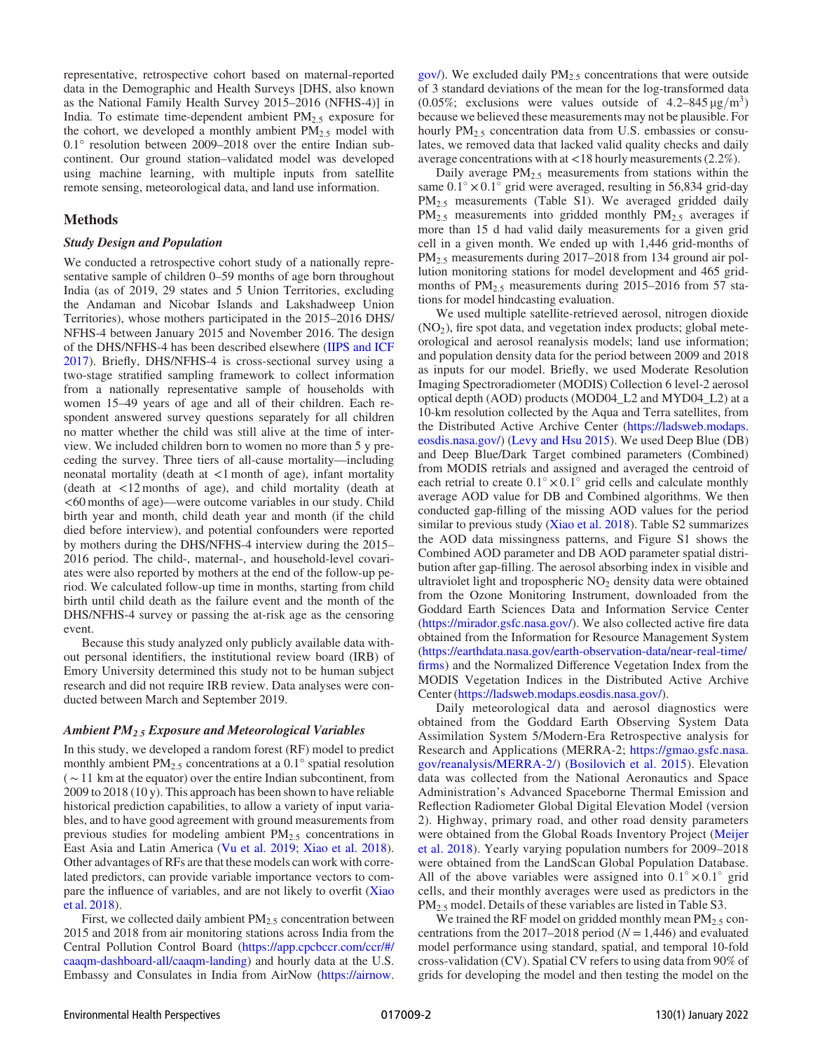representative, retrospective cohort based on maternal-reported data in the Demographic and Health Surveys [DHS, also known as the National Family Health Survey 2015–2016 (NFHS-4)] in India. To estimate time-dependent ambient $PM_{2.5}$ exposure for the cohort, we developed a monthly ambient $PM_{2.5}$ model with $0.1°$ resolution between 2009–2018 over the entire Indian subcontinent. Our ground station–validated model was developed using machine learning, with multiple inputs from satellite remote sensing, meteorological data, and land use information.

## Methods

### Study Design and Population

We conducted a retrospective cohort study of a nationally representative sample of children 0–59 months of age born throughout India (as of 2019, 29 states and 5 Union Territories, excluding the Andaman and Nicobar Islands and Lakshadweep Union Territories), whose mothers participated in the 2015–2016 DHS/NFHS-4 between January 2015 and November 2016. The design of the DHS/NFHS-4 has been described elsewhere (IIPS and ICF 2017). Briefly, DHS/NFHS-4 is cross-sectional survey using a two-stage stratified sampling framework to collect information from a nationally representative sample of households with women 15–49 years of age and all of their children. Each respondent answered survey questions separately for all children no matter whether the child was still alive at the time of interview. We included children born to women no more than 5 y preceding the survey. Three tiers of all-cause mortality—including neonatal mortality (death at <1 month of age), infant mortality (death at <12 months of age), and child mortality (death at <60 months of age)—were outcome variables in our study. Child birth year and month, child death year and month (if the child died before interview), and potential confounders were reported by mothers during the DHS/NFHS-4 interview during the 2015–2016 period. The child-, maternal-, and household-level covariates were also reported by mothers at the end of the follow-up period. We calculated follow-up time in months, starting from child birth until child death as the failure event and the month of the DHS/NFHS-4 survey or passing the at-risk age as the censoring event.

Because this study analyzed only publicly available data without personal identifiers, the institutional review board (IRB) of Emory University determined this study not to be human subject research and did not require IRB review. Data analyses were conducted between March and September 2019.

### Ambient $PM_{2.5}$ Exposure and Meteorological Variables

In this study, we developed a random forest (RF) model to predict monthly ambient $PM_{2.5}$ concentrations at a $0.1°$ spatial resolution ($\sim 11$ km at the equator) over the entire Indian subcontinent, from 2009 to 2018 (10 y). This approach has been shown to have reliable historical prediction capabilities, to allow a variety of input variables, and to have good agreement with ground measurements from previous studies for modeling ambient $PM_{2.5}$ concentrations in East Asia and Latin America (Vu et al. 2019; Xiao et al. 2018). Other advantages of RFs are that these models can work with correlated predictors, can provide variable importance vectors to compare the influence of variables, and are not likely to overfit (Xiao et al. 2018).

First, we collected daily ambient $PM_{2.5}$ concentration between 2015 and 2018 from air monitoring stations across India from the Central Pollution Control Board (https://app.cpcbccr.com/ccr/#/caaqm-dashboard-all/caaqm-landing) and hourly data at the U.S. Embassy and Consulates in India from AirNow (https://airnow.gov/). We excluded daily $PM_{2.5}$ concentrations that were outside of 3 standard deviations of the mean for the log-transformed data (0.05%; exclusions were values outside of 4.2–845 $\mu g/m^3$) because we believed these measurements may not be plausible. For hourly $PM_{2.5}$ concentration data from U.S. embassies or consulates, we removed data that lacked valid quality checks and daily average concentrations with at <18 hourly measurements (2.2%).

Daily average $PM_{2.5}$ measurements from stations within the same $0.1° \times 0.1°$ grid were averaged, resulting in 56,834 grid-day $PM_{2.5}$ measurements (Table S1). We averaged gridded daily $PM_{2.5}$ measurements into gridded monthly $PM_{2.5}$ averages if more than 15 d had valid daily measurements for a given grid cell in a given month. We ended up with 1,446 grid-months of $PM_{2.5}$ measurements during 2017–2018 from 134 ground air pollution monitoring stations for model development and 465 grid-months of $PM_{2.5}$ measurements during 2015–2016 from 57 stations for model hindcasting evaluation.

We used multiple satellite-retrieved aerosol, nitrogen dioxide ($NO_2$), fire spot data, and vegetation index products; global meteorological and aerosol reanalysis models; land use information; and population density data for the period between 2009 and 2018 as inputs for our model. Briefly, we used Moderate Resolution Imaging Spectroradiometer (MODIS) Collection 6 level-2 aerosol optical depth (AOD) products (MOD04_L2 and MYD04_L2) at a 10-km resolution collected by the Aqua and Terra satellites, from the Distributed Active Archive Center (https://ladsweb.modaps.eosdis.nasa.gov/) (Levy and Hsu 2015). We used Deep Blue (DB) and Deep Blue/Dark Target combined parameters (Combined) from MODIS retrials and assigned and averaged the centroid of each retrial to create $0.1° \times 0.1°$ grid cells and calculate monthly average AOD value for DB and Combined algorithms. We then conducted gap-filling of the missing AOD values for the period similar to previous study (Xiao et al. 2018). Table S2 summarizes the AOD data missingness patterns, and Figure S1 shows the Combined AOD parameter and DB AOD parameter spatial distribution after gap-filling. The aerosol absorbing index in visible and ultraviolet light and tropospheric $NO_2$ density data were obtained from the Ozone Monitoring Instrument, downloaded from the Goddard Earth Sciences Data and Information Service Center (https://mirador.gsfc.nasa.gov/). We also collected active fire data obtained from the Information for Resource Management System (https://earthdata.nasa.gov/earth-observation-data/near-real-time/firms) and the Normalized Difference Vegetation Index from the MODIS Vegetation Indices in the Distributed Active Archive Center (https://ladsweb.modaps.eosdis.nasa.gov/).

Daily meteorological data and aerosol diagnostics were obtained from the Goddard Earth Observing System Data Assimilation System 5/Modern-Era Retrospective analysis for Research and Applications (MERRA-2; https://gmao.gsfc.nasa.gov/reanalysis/MERRA-2/) (Bosilovich et al. 2015). Elevation data was collected from the National Aeronautics and Space Administration's Advanced Spaceborne Thermal Emission and Reflection Radiometer Global Digital Elevation Model (version 2). Highway, primary road, and other road density parameters were obtained from the Global Roads Inventory Project (Meijer et al. 2018). Yearly varying population numbers for 2009–2018 were obtained from the LandScan Global Population Database. All of the above variables were assigned into $0.1° \times 0.1°$ grid cells, and their monthly averages were used as predictors in the $PM_{2.5}$ model. Details of these variables are listed in Table S3.

We trained the RF model on gridded monthly mean $PM_{2.5}$ concentrations from the 2017–2018 period ($N = 1{,}446$) and evaluated model performance using standard, spatial, and temporal 10-fold cross-validation (CV). Spatial CV refers to using data from 90% of grids for developing the model and then testing the model on the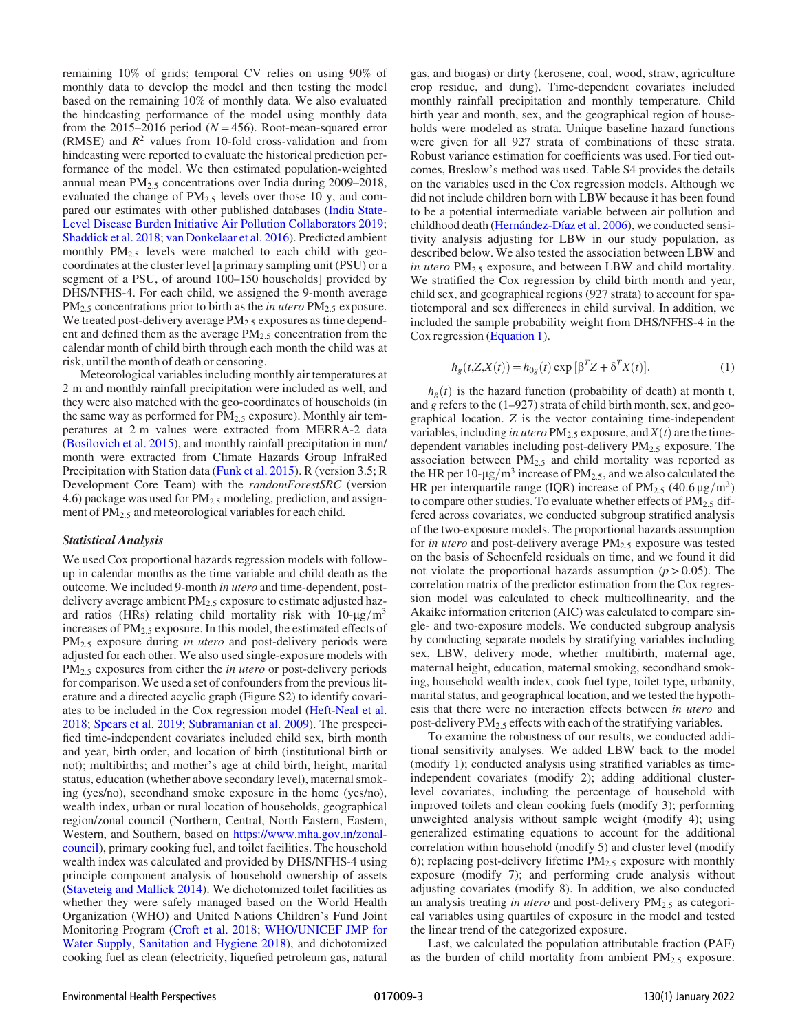remaining 10% of grids; temporal CV relies on using 90% of monthly data to develop the model and then testing the model based on the remaining 10% of monthly data. We also evaluated the hindcasting performance of the model using monthly data from the 2015–2016 period ($N = 456$). Root-mean-squared error (RMSE) and $R^2$ values from 10-fold cross-validation and from hindcasting were reported to evaluate the historical prediction performance of the model. We then estimated population-weighted annual mean $PM_{2.5}$ concentrations over India during 2009–2018, evaluated the change of $PM_{2.5}$ levels over those 10 y, and compared our estimates with other published databases (India State-Level Disease Burden Initiative Air Pollution Collaborators 2019; Shaddick et al. 2018; van Donkelaar et al. 2016). Predicted ambient monthly $PM_{2.5}$ levels were matched to each child with geo-coordinates at the cluster level [a primary sampling unit (PSU) or a segment of a PSU, of around 100–150 households] provided by DHS/NFHS-4. For each child, we assigned the 9-month average $PM_{2.5}$ concentrations prior to birth as the *in utero* $PM_{2.5}$ exposure. We treated post-delivery average $PM_{2.5}$ exposures as time dependent and defined them as the average $PM_{2.5}$ concentration from the calendar month of child birth through each month the child was at risk, until the month of death or censoring.

Meteorological variables including monthly air temperatures at 2 m and monthly rainfall precipitation were included as well, and they were also matched with the geo-coordinates of households (in the same way as performed for $PM_{2.5}$ exposure). Monthly air temperatures at 2 m values were extracted from MERRA-2 data (Bosilovich et al. 2015), and monthly rainfall precipitation in mm/month were extracted from Climate Hazards Group InfraRed Precipitation with Station data (Funk et al. 2015). R (version 3.5; R Development Core Team) with the *randomForestSRC* (version 4.6) package was used for $PM_{2.5}$ modeling, prediction, and assignment of $PM_{2.5}$ and meteorological variables for each child.

### *Statistical Analysis*

We used Cox proportional hazards regression models with follow-up in calendar months as the time variable and child death as the outcome. We included 9-month *in utero* and time-dependent, post-delivery average ambient $PM_{2.5}$ exposure to estimate adjusted hazard ratios (HRs) relating child mortality risk with $10\text{-}\mu g/m^3$ increases of $PM_{2.5}$ exposure. In this model, the estimated effects of $PM_{2.5}$ exposure during *in utero* and post-delivery periods were adjusted for each other. We also used single-exposure models with $PM_{2.5}$ exposures from either the *in utero* or post-delivery periods for comparison. We used a set of confounders from the previous literature and a directed acyclic graph (Figure S2) to identify covariates to be included in the Cox regression model (Heft-Neal et al. 2018; Spears et al. 2019; Subramanian et al. 2009). The prespecified time-independent covariates included child sex, birth month and year, birth order, and location of birth (institutional birth or not); multibirths; and mother's age at child birth, height, marital status, education (whether above secondary level), maternal smoking (yes/no), secondhand smoke exposure in the home (yes/no), wealth index, urban or rural location of households, geographical region/zonal council (Northern, Central, North Eastern, Eastern, Western, and Southern, based on https://www.mha.gov.in/zonal-council), primary cooking fuel, and toilet facilities. The household wealth index was calculated and provided by DHS/NFHS-4 using principle component analysis of household ownership of assets (Staveteig and Mallick 2014). We dichotomized toilet facilities as whether they were safely managed based on the World Health Organization (WHO) and United Nations Children's Fund Joint Monitoring Program (Croft et al. 2018; WHO/UNICEF JMP for Water Supply, Sanitation and Hygiene 2018), and dichotomized cooking fuel as clean (electricity, liquefied petroleum gas, natural gas, and biogas) or dirty (kerosene, coal, wood, straw, agriculture crop residue, and dung). Time-dependent covariates included monthly rainfall precipitation and monthly temperature. Child birth year and month, sex, and the geographical region of households were modeled as strata. Unique baseline hazard functions were given for all 927 strata of combinations of these strata. Robust variance estimation for coefficients was used. For tied outcomes, Breslow's method was used. Table S4 provides the details on the variables used in the Cox regression models. Although we did not include children born with LBW because it has been found to be a potential intermediate variable between air pollution and childhood death (Hernández-Díaz et al. 2006), we conducted sensitivity analysis adjusting for LBW in our study population, as described below. We also tested the association between LBW and *in utero* $PM_{2.5}$ exposure, and between LBW and child mortality. We stratified the Cox regression by child birth month and year, child sex, and geographical regions (927 strata) to account for spatiotemporal and sex differences in child survival. In addition, we included the sample probability weight from DHS/NFHS-4 in the Cox regression (Equation 1).

$$h_g(t, Z, X(t)) = h_{0g}(t) \exp\left[\beta^T Z + \delta^T X(t)\right]. \tag{1}$$

$h_g(t)$ is the hazard function (probability of death) at month t, and $g$ refers to the (1–927) strata of child birth month, sex, and geographical location. $Z$ is the vector containing time-independent variables, including *in utero* $PM_{2.5}$ exposure, and $X(t)$ are the time-dependent variables including post-delivery $PM_{2.5}$ exposure. The association between $PM_{2.5}$ and child mortality was reported as the HR per $10\text{-}\mu g/m^3$ increase of $PM_{2.5}$, and we also calculated the HR per interquartile range (IQR) increase of $PM_{2.5}$ ($40.6\ \mu g/m^3$) to compare other studies. To evaluate whether effects of $PM_{2.5}$ differed across covariates, we conducted subgroup stratified analysis of the two-exposure models. The proportional hazards assumption for *in utero* and post-delivery average $PM_{2.5}$ exposure was tested on the basis of Schoenfeld residuals on time, and we found it did not violate the proportional hazards assumption ($p > 0.05$). The correlation matrix of the predictor estimation from the Cox regression model was calculated to check multicollinearity, and the Akaike information criterion (AIC) was calculated to compare single- and two-exposure models. We conducted subgroup analysis by conducting separate models by stratifying variables including sex, LBW, delivery mode, whether multibirth, maternal age, maternal height, education, maternal smoking, secondhand smoking, household wealth index, cook fuel type, toilet type, urbanity, marital status, and geographical location, and we tested the hypothesis that there were no interaction effects between *in utero* and post-delivery $PM_{2.5}$ effects with each of the stratifying variables.

To examine the robustness of our results, we conducted additional sensitivity analyses. We added LBW back to the model (modify 1); conducted analysis using stratified variables as time-independent covariates (modify 2); adding additional cluster-level covariates, including the percentage of household with improved toilets and clean cooking fuels (modify 3); performing unweighted analysis without sample weight (modify 4); using generalized estimating equations to account for the additional correlation within household (modify 5) and cluster level (modify 6); replacing post-delivery lifetime $PM_{2.5}$ exposure with monthly exposure (modify 7); and performing crude analysis without adjusting covariates (modify 8). In addition, we also conducted an analysis treating *in utero* and post-delivery $PM_{2.5}$ as categorical variables using quartiles of exposure in the model and tested the linear trend of the categorized exposure.

Last, we calculated the population attributable fraction (PAF) as the burden of child mortality from ambient $PM_{2.5}$ exposure.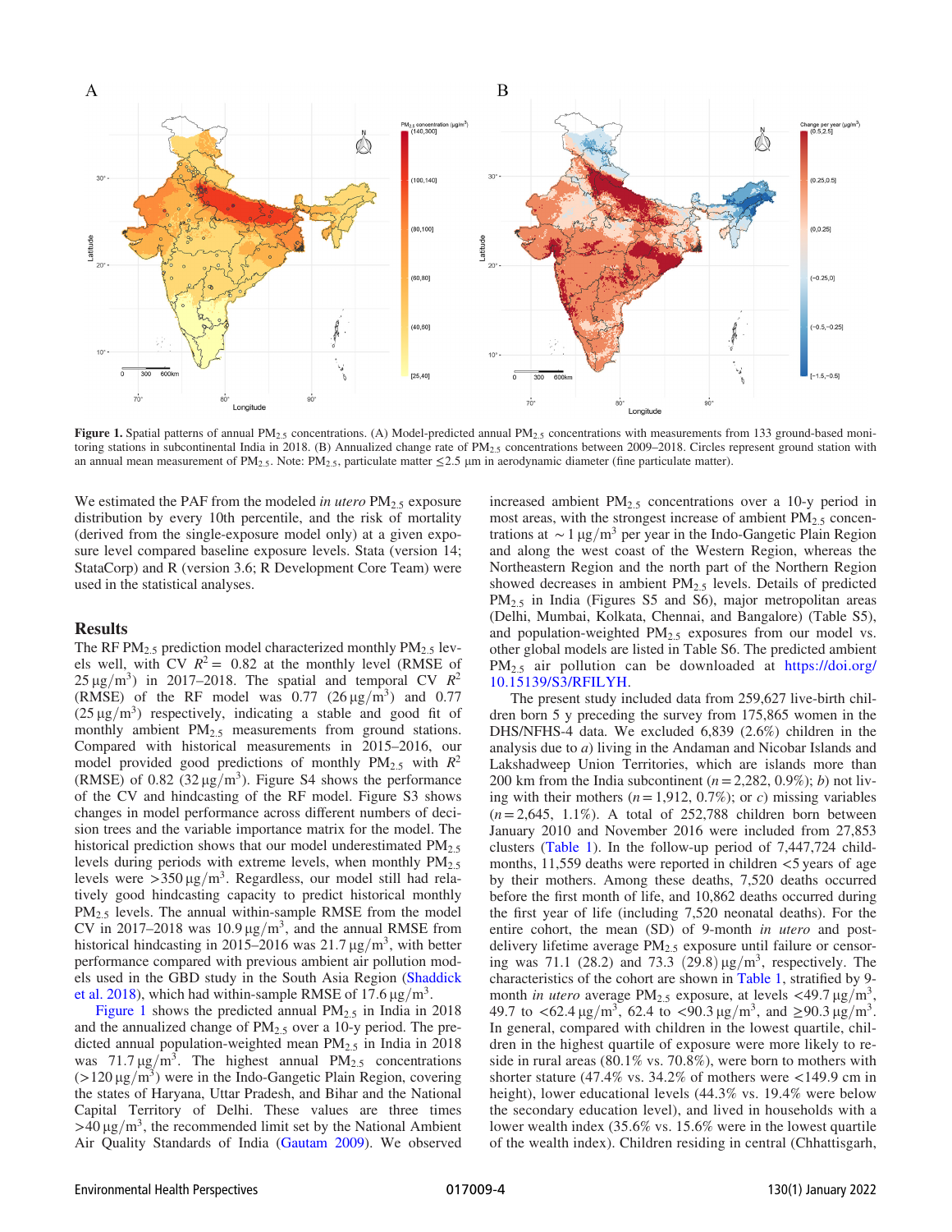Figure 1. Spatial patterns of annual $PM_{2.5}$ concentrations. (A) Model-predicted annual $PM_{2.5}$ concentrations with measurements from 133 ground-based monitoring stations in subcontinental India in 2018. (B) Annualized change rate of $PM_{2.5}$ concentrations between 2009–2018. Circles represent ground station with an annual mean measurement of $PM_{2.5}$. Note: $PM_{2.5}$, particulate matter $\leq 2.5$ μm in aerodynamic diameter (fine particulate matter).

We estimated the PAF from the modeled *in utero* $PM_{2.5}$ exposure distribution by every 10th percentile, and the risk of mortality (derived from the single-exposure model only) at a given exposure level compared baseline exposure levels. Stata (version 14; StataCorp) and R (version 3.6; R Development Core Team) were used in the statistical analyses.

## Results

The RF $PM_{2.5}$ prediction model characterized monthly $PM_{2.5}$ levels well, with CV $R^2 = 0.82$ at the monthly level (RMSE of $25\,\mu g/m^3$) in 2017–2018. The spatial and temporal CV $R^2$ (RMSE) of the RF model was 0.77 ($26\,\mu g/m^3$) and 0.77 ($25\,\mu g/m^3$) respectively, indicating a stable and good fit of monthly ambient $PM_{2.5}$ measurements from ground stations. Compared with historical measurements in 2015–2016, our model provided good predictions of monthly $PM_{2.5}$ with $R^2$ (RMSE) of 0.82 ($32\,\mu g/m^3$). Figure S4 shows the performance of the CV and hindcasting of the RF model. Figure S3 shows changes in model performance across different numbers of decision trees and the variable importance matrix for the model. The historical prediction shows that our model underestimated $PM_{2.5}$ levels during periods with extreme levels, when monthly $PM_{2.5}$ levels were $>350\,\mu g/m^3$. Regardless, our model still had relatively good hindcasting capacity to predict historical monthly $PM_{2.5}$ levels. The annual within-sample RMSE from the model CV in 2017–2018 was $10.9\,\mu g/m^3$, and the annual RMSE from historical hindcasting in 2015–2016 was $21.7\,\mu g/m^3$, with better performance compared with previous ambient air pollution models used in the GBD study in the South Asia Region (Shaddick et al. 2018), which had within-sample RMSE of $17.6\,\mu g/m^3$.

Figure 1 shows the predicted annual $PM_{2.5}$ in India in 2018 and the annualized change of $PM_{2.5}$ over a 10-y period. The predicted annual population-weighted mean $PM_{2.5}$ in India in 2018 was $71.7\,\mu g/m^3$. The highest annual $PM_{2.5}$ concentrations ($>120\,\mu g/m^3$) were in the Indo-Gangetic Plain Region, covering the states of Haryana, Uttar Pradesh, and Bihar and the National Capital Territory of Delhi. These values are three times $>40\,\mu g/m^3$, the recommended limit set by the National Ambient Air Quality Standards of India (Gautam 2009). We observed increased ambient $PM_{2.5}$ concentrations over a 10-y period in most areas, with the strongest increase of ambient $PM_{2.5}$ concentrations at $\sim 1\,\mu g/m^3$ per year in the Indo-Gangetic Plain Region and along the west coast of the Western Region, whereas the Northeastern Region and the north part of the Northern Region showed decreases in ambient $PM_{2.5}$ levels. Details of predicted $PM_{2.5}$ in India (Figures S5 and S6), major metropolitan areas (Delhi, Mumbai, Kolkata, Chennai, and Bangalore) (Table S5), and population-weighted $PM_{2.5}$ exposures from our model vs. other global models are listed in Table S6. The predicted ambient $PM_{2.5}$ air pollution can be downloaded at https://doi.org/10.15139/S3/RFILYH.

The present study included data from 259,627 live-birth children born 5 y preceding the survey from 175,865 women in the DHS/NFHS-4 data. We excluded 6,839 (2.6%) children in the analysis due to *a)* living in the Andaman and Nicobar Islands and Lakshadweep Union Territories, which are islands more than 200 km from the India subcontinent ($n = 2{,}282$, 0.9%); *b)* not living with their mothers ($n = 1{,}912$, 0.7%); or *c)* missing variables ($n = 2{,}645$, 1.1%). A total of 252,788 children born between January 2010 and November 2016 were included from 27,853 clusters (Table 1). In the follow-up period of 7,447,724 child-months, 11,559 deaths were reported in children <5 years of age by their mothers. Among these deaths, 7,520 deaths occurred before the first month of life, and 10,862 deaths occurred during the first year of life (including 7,520 neonatal deaths). For the entire cohort, the mean (SD) of 9-month *in utero* and post-delivery lifetime average $PM_{2.5}$ exposure until failure or censoring was 71.1 (28.2) and 73.3 (29.8) $\mu g/m^3$, respectively. The characteristics of the cohort are shown in Table 1, stratified by 9-month *in utero* average $PM_{2.5}$ exposure, at levels $<49.7\,\mu g/m^3$, 49.7 to $<62.4\,\mu g/m^3$, 62.4 to $<90.3\,\mu g/m^3$, and $\geq 90.3\,\mu g/m^3$. In general, compared with children in the lowest quartile, children in the highest quartile of exposure were more likely to reside in rural areas (80.1% vs. 70.8%), were born to mothers with shorter stature (47.4% vs. 34.2% of mothers were <149.9 cm in height), lower educational levels (44.3% vs. 19.4% were below the secondary education level), and lived in households with a lower wealth index (35.6% vs. 15.6% were in the lowest quartile of the wealth index). Children residing in central (Chhattisgarh,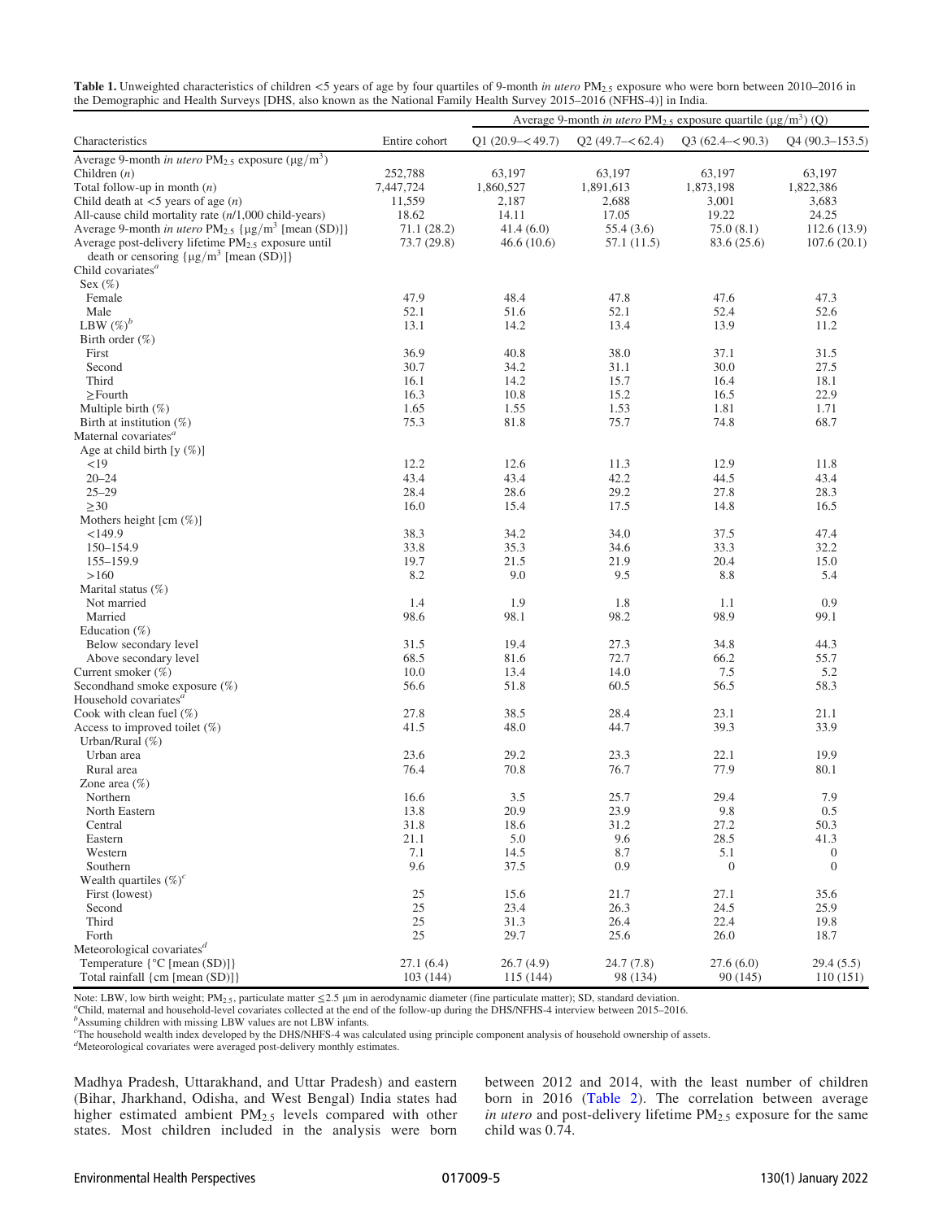**Table 1.** Unweighted characteristics of children <5 years of age by four quartiles of 9-month *in utero* $PM_{2.5}$ exposure who were born between 2010–2016 in the Demographic and Health Surveys [DHS, also known as the National Family Health Survey 2015–2016 (NFHS-4)] in India.

| Characteristics | Entire cohort | Average 9-month *in utero* $PM_{2.5}$ exposure quartile ($\mu g/m^3$) (Q) | | | |
|---|---|---|---|---|---|
| | | Q1 (20.9–<49.7) | Q2 (49.7–<62.4) | Q3 (62.4–<90.3) | Q4 (90.3–153.5) |
| Average 9-month *in utero* $PM_{2.5}$ exposure ($\mu g/m^3$) | | | | | |
| Children (*n*) | 252,788 | 63,197 | 63,197 | 63,197 | 63,197 |
| Total follow-up in month (*n*) | 7,447,724 | 1,860,527 | 1,891,613 | 1,873,198 | 1,822,386 |
| Child death at <5 years of age (*n*) | 11,559 | 2,187 | 2,688 | 3,001 | 3,683 |
| All-cause child mortality rate (*n*/1,000 child-years) | 18.62 | 14.11 | 17.05 | 19.22 | 24.25 |
| Average 9-month *in utero* $PM_{2.5}$ {$\mu g/m^3$ [mean (SD)]} | 71.1 (28.2) | 41.4 (6.0) | 55.4 (3.6) | 75.0 (8.1) | 112.6 (13.9) |
| Average post-delivery lifetime $PM_{2.5}$ exposure until death or censoring {$\mu g/m^3$ [mean (SD)]} | 73.7 (29.8) | 46.6 (10.6) | 57.1 (11.5) | 83.6 (25.6) | 107.6 (20.1) |
| Child covariates[a] | | | | | |
| Sex (%) | | | | | |
| Female | 47.9 | 48.4 | 47.8 | 47.6 | 47.3 |
| Male | 52.1 | 51.6 | 52.1 | 52.4 | 52.6 |
| LBW (%)[b] | 13.1 | 14.2 | 13.4 | 13.9 | 11.2 |
| Birth order (%) | | | | | |
| First | 36.9 | 40.8 | 38.0 | 37.1 | 31.5 |
| Second | 30.7 | 34.2 | 31.1 | 30.0 | 27.5 |
| Third | 16.1 | 14.2 | 15.7 | 16.4 | 18.1 |
| ≥Fourth | 16.3 | 10.8 | 15.2 | 16.5 | 22.9 |
| Multiple birth (%) | 1.65 | 1.55 | 1.53 | 1.81 | 1.71 |
| Birth at institution (%) | 75.3 | 81.8 | 75.7 | 74.8 | 68.7 |
| Maternal covariates[a] | | | | | |
| Age at child birth [y (%)] | | | | | |
| <19 | 12.2 | 12.6 | 11.3 | 12.9 | 11.8 |
| 20–24 | 43.4 | 43.4 | 42.2 | 44.5 | 43.4 |
| 25–29 | 28.4 | 28.6 | 29.2 | 27.8 | 28.3 |
| ≥30 | 16.0 | 15.4 | 17.5 | 14.8 | 16.5 |
| Mothers height [cm (%)] | | | | | |
| <149.9 | 38.3 | 34.2 | 34.0 | 37.5 | 47.4 |
| 150–154.9 | 33.8 | 35.3 | 34.6 | 33.3 | 32.2 |
| 155–159.9 | 19.7 | 21.5 | 21.9 | 20.4 | 15.0 |
| >160 | 8.2 | 9.0 | 9.5 | 8.8 | 5.4 |
| Marital status (%) | | | | | |
| Not married | 1.4 | 1.9 | 1.8 | 1.1 | 0.9 |
| Married | 98.6 | 98.1 | 98.2 | 98.9 | 99.1 |
| Education (%) | | | | | |
| Below secondary level | 31.5 | 19.4 | 27.3 | 34.8 | 44.3 |
| Above secondary level | 68.5 | 81.6 | 72.7 | 66.2 | 55.7 |
| Current smoker (%) | 10.0 | 13.4 | 14.0 | 7.5 | 5.2 |
| Secondhand smoke exposure (%) | 56.6 | 51.8 | 60.5 | 56.5 | 58.3 |
| Household covariates[a] | | | | | |
| Cook with clean fuel (%) | 27.8 | 38.5 | 28.4 | 23.1 | 21.1 |
| Access to improved toilet (%) | 41.5 | 48.0 | 44.7 | 39.3 | 33.9 |
| Urban/Rural (%) | | | | | |
| Urban area | 23.6 | 29.2 | 23.3 | 22.1 | 19.9 |
| Rural area | 76.4 | 70.8 | 76.7 | 77.9 | 80.1 |
| Zone area (%) | | | | | |
| Northern | 16.6 | 3.5 | 25.7 | 29.4 | 7.9 |
| North Eastern | 13.8 | 20.9 | 23.9 | 9.8 | 0.5 |
| Central | 31.8 | 18.6 | 31.2 | 27.2 | 50.3 |
| Eastern | 21.1 | 5.0 | 9.6 | 28.5 | 41.3 |
| Western | 7.1 | 14.5 | 8.7 | 5.1 | 0 |
| Southern | 9.6 | 37.5 | 0.9 | 0 | 0 |
| Wealth quartiles (%)[c] | | | | | |
| First (lowest) | 25 | 15.6 | 21.7 | 27.1 | 35.6 |
| Second | 25 | 23.4 | 26.3 | 24.5 | 25.9 |
| Third | 25 | 31.3 | 26.4 | 22.4 | 19.8 |
| Forth | 25 | 29.7 | 25.6 | 26.0 | 18.7 |
| Meteorological covariates[d] | | | | | |
| Temperature {°C [mean (SD)]} | 27.1 (6.4) | 26.7 (4.9) | 24.7 (7.8) | 27.6 (6.0) | 29.4 (5.5) |
| Total rainfall {cm [mean (SD)]} | 103 (144) | 115 (144) | 98 (134) | 90 (145) | 110 (151) |

Note: LBW, low birth weight; $PM_{2.5}$, particulate matter ≤2.5 μm in aerodynamic diameter (fine particulate matter); SD, standard deviation.
[a]Child, maternal and household-level covariates collected at the end of the follow-up during the DHS/NFHS-4 interview between 2015–2016.
[b]Assuming children with missing LBW values are not LBW infants.
[c]The household wealth index developed by the DHS/NFHS-4 was calculated using principle component analysis of household ownership of assets.
[d]Meteorological covariates were averaged post-delivery monthly estimates.

Madhya Pradesh, Uttarakhand, and Uttar Pradesh) and eastern (Bihar, Jharkhand, Odisha, and West Bengal) India states had higher estimated ambient $PM_{2.5}$ levels compared with other states. Most children included in the analysis were born between 2012 and 2014, with the least number of children born in 2016 (Table 2). The correlation between average *in utero* and post-delivery lifetime $PM_{2.5}$ exposure for the same child was 0.74.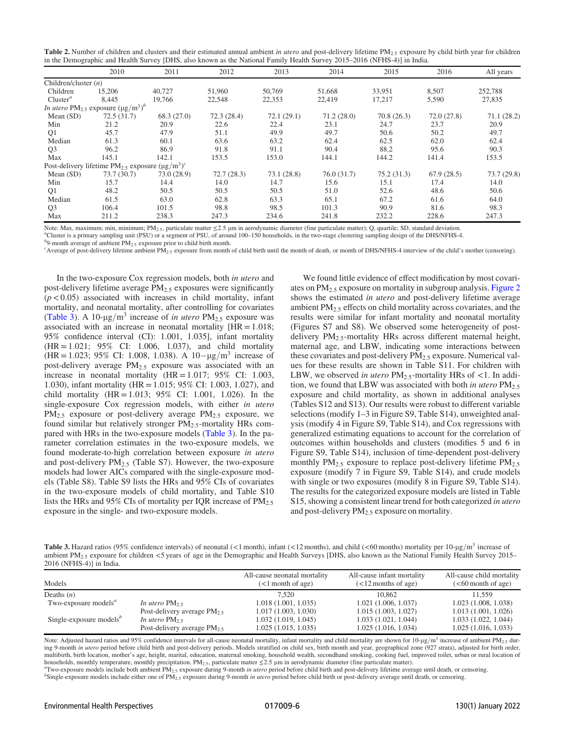**Table 2.** Number of children and clusters and their estimated annual ambient *in utero* and post-delivery lifetime $PM_{2.5}$ exposure by child birth year for children in the Demographic and Health Survey [DHS, also known as the National Family Health Survey 2015–2016 (NFHS-4)] in India.

| | 2010 | 2011 | 2012 | 2013 | 2014 | 2015 | 2016 | All years |
|---|---|---|---|---|---|---|---|---|
| Children/cluster (*n*) | | | | | | | | |
| Children | 15,206 | 40,727 | 51,960 | 50,769 | 51,668 | 33,951 | 8,507 | 252,788 |
| Cluster[a] | 8,445 | 19,766 | 22,548 | 22,353 | 22,419 | 17,217 | 5,590 | 27,835 |
| *In utero* $PM_{2.5}$ exposure ($\mu g/m^3$)[b] | | | | | | | | |
| Mean (SD) | 72.5 (31.7) | 68.3 (27.0) | 72.3 (28.4) | 72.1 (29.1) | 71.2 (28.0) | 70.8 (26.3) | 72.0 (27.8) | 71.1 (28.2) |
| Min | 21.2 | 20.9 | 22.6 | 22.4 | 23.1 | 24.7 | 23.7 | 20.9 |
| Q1 | 45.7 | 47.9 | 51.1 | 49.9 | 49.7 | 50.6 | 50.2 | 49.7 |
| Median | 61.3 | 60.1 | 63.6 | 63.2 | 62.4 | 62.5 | 62.0 | 62.4 |
| Q3 | 96.2 | 86.9 | 91.8 | 91.1 | 90.4 | 88.2 | 95.6 | 90.3 |
| Max | 145.1 | 142.1 | 153.5 | 153.0 | 144.1 | 144.2 | 141.4 | 153.5 |
| Post-delivery lifetime $PM_{2.5}$ exposure ($\mu g/m^3$)[c] | | | | | | | | |
| Mean (SD) | 73.7 (30.7) | 73.0 (28.9) | 72.7 (28.3) | 73.1 (28.8) | 76.0 (31.7) | 75.2 (31.3) | 67.9 (28.5) | 73.7 (29.8) |
| Min | 15.7 | 14.4 | 14.0 | 14.7 | 15.6 | 15.1 | 17.4 | 14.0 |
| Q1 | 48.2 | 50.5 | 50.5 | 50.5 | 51.0 | 52.6 | 48.6 | 50.6 |
| Median | 61.5 | 63.0 | 62.8 | 63.3 | 65.1 | 67.2 | 61.6 | 64.0 |
| Q3 | 106.4 | 101.5 | 98.8 | 98.5 | 101.3 | 90.9 | 81.6 | 98.3 |
| Max | 211.2 | 238.3 | 247.3 | 234.6 | 241.8 | 232.2 | 228.6 | 247.3 |

Note: Max, maximum; min, minimum; $PM_{2.5}$, particulate matter $\leq 2.5$ μm in aerodynamic diameter (fine particulate matter); Q, quartile; SD, standard deviation.
[a]Cluster is a primary sampling unit (PSU) or a segment of PSU, of around 100–150 households, in the two-stage clustering sampling design of the DHS/NFHS-4.
[b]9-month average of ambient $PM_{2.5}$ exposure prior to child birth month.
[c]Average of post-delivery lifetime ambient $PM_{2.5}$ exposure from month of child birth until the month of death, or month of DHS/NFHS-4 interview of the child's mother (censoring).

In the two-exposure Cox regression models, both *in utero* and post-delivery lifetime average $PM_{2.5}$ exposures were significantly ($p < 0.05$) associated with increases in child mortality, infant mortality, and neonatal mortality, after controlling for covariates (Table 3). A $10\text{-}\mu g/m^3$ increase of *in utero* $PM_{2.5}$ exposure was associated with an increase in neonatal mortality [HR = 1.018; 95% confidence interval (CI): 1.001, 1.035], infant mortality (HR = 1.021; 95% CI: 1.006, 1.037), and child mortality (HR = 1.023; 95% CI: 1.008, 1.038). A $10-\mu g/m^3$ increase of post-delivery average $PM_{2.5}$ exposure was associated with an increase in neonatal mortality (HR = 1.017; 95% CI: 1.003, 1.030), infant mortality (HR = 1.015; 95% CI: 1.003, 1.027), and child mortality (HR = 1.013; 95% CI: 1.001, 1.026). In the single-exposure Cox regression models, with either *in utero* $PM_{2.5}$ exposure or post-delivery average $PM_{2.5}$ exposure, we found similar but relatively stronger $PM_{2.5}$-mortality HRs compared with HRs in the two-exposure models (Table 3). In the parameter correlation estimates in the two-exposure models, we found moderate-to-high correlation between exposure *in utero* and post-delivery $PM_{2.5}$ (Table S7). However, the two-exposure models had lower AICs compared with the single-exposure models (Table S8). Table S9 lists the HRs and 95% CIs of covariates in the two-exposure models of child mortality, and Table S10 lists the HRs and 95% CIs of mortality per IQR increase of $PM_{2.5}$ exposure in the single- and two-exposure models.

We found little evidence of effect modification by most covariates on $PM_{2.5}$ exposure on mortality in subgroup analysis. Figure 2 shows the estimated *in utero* and post-delivery lifetime average ambient $PM_{2.5}$ effects on child mortality across covariates, and the results were similar for infant mortality and neonatal mortality (Figures S7 and S8). We observed some heterogeneity of post-delivery $PM_{2.5}$-mortality HRs across different maternal height, maternal age, and LBW, indicating some interactions between these covariates and post-delivery $PM_{2.5}$ exposure. Numerical values for these results are shown in Table S11. For children with LBW, we observed *in utero* $PM_{2.5}$-mortality HRs of <1. In addition, we found that LBW was associated with both *in utero* $PM_{2.5}$ exposure and child mortality, as shown in additional analyses (Tables S12 and S13). Our results were robust to different variable selections (modify 1–3 in Figure S9, Table S14), unweighted analysis (modify 4 in Figure S9, Table S14), and Cox regressions with generalized estimating equations to account for the correlation of outcomes within households and clusters (modifies 5 and 6 in Figure S9, Table S14), inclusion of time-dependent post-delivery monthly $PM_{2.5}$ exposure to replace post-delivery lifetime $PM_{2.5}$ exposure (modify 7 in Figure S9, Table S14), and crude models with single or two exposures (modify 8 in Figure S9, Table S14). The results for the categorized exposure models are listed in Table S15, showing a consistent linear trend for both categorized *in utero* and post-delivery $PM_{2.5}$ exposure on mortality.

**Table 3.** Hazard ratios (95% confidence intervals) of neonatal (<1 month), infant (<12 months), and child (<60 months) mortality per $10\text{-}\mu g/m^3$ increase of ambient $PM_{2.5}$ exposure for children <5 years of age in the Demographic and Health Surveys [DHS, also known as the National Family Health Survey 2015–2016 (NFHS-4)] in India.

| Models | | All-cause neonatal mortality (<1 month of age) | All-cause infant mortality (<12 months of age) | All-cause child mortality (<60 month of age) |
|---|---|---|---|---|
| Deaths (*n*) | | 7,520 | 10,862 | 11,559 |
| Two-exposure models[a] | *In utero* $PM_{2.5}$ | 1.018 (1.001, 1.035) | 1.021 (1.006, 1.037) | 1.023 (1.008, 1.038) |
| | Post-delivery average $PM_{2.5}$ | 1.017 (1.003, 1.030) | 1.015 (1.003, 1.027) | 1.013 (1.001, 1.026) |
| Single-exposure models[b] | *In utero* $PM_{2.5}$ | 1.032 (1.019, 1.045) | 1.033 (1.021, 1.044) | 1.033 (1.022, 1.044) |
| | Post-delivery average $PM_{2.5}$ | 1.025 (1.015, 1.035) | 1.025 (1.016, 1.034) | 1.025 (1.016, 1.033) |

Note: Adjusted hazard ratios and 95% confidence intervals for all-cause neonatal mortality, infant mortality and child mortality are shown for $10\text{-}\mu g/m^3$ increase of ambient $PM_{2.5}$ during 9-month *in utero* period before child birth and post-delivery periods. Models stratified on child sex, birth month and year, geographical zone (927 strata), adjusted for birth order, multibirth, birth location, mother's age, height, marital, education, maternal smoking, household wealth, secondhand smoking, cooking fuel, improved toilet, urban or rural location of households, monthly temperature, monthly precipitation. $PM_{2.5}$, particulate matter $\leq 2.5$ μm in aerodynamic diameter (fine particulate matter).
[a]Two-exposure models include both ambient $PM_{2.5}$ exposure during 9-month *in utero* period before child birth and post-delivery lifetime average until death, or censoring.
[b]Single-exposure models include either one of $PM_{2.5}$ exposure during 9-month *in utero* period before child birth or post-delivery average until death, or censoring.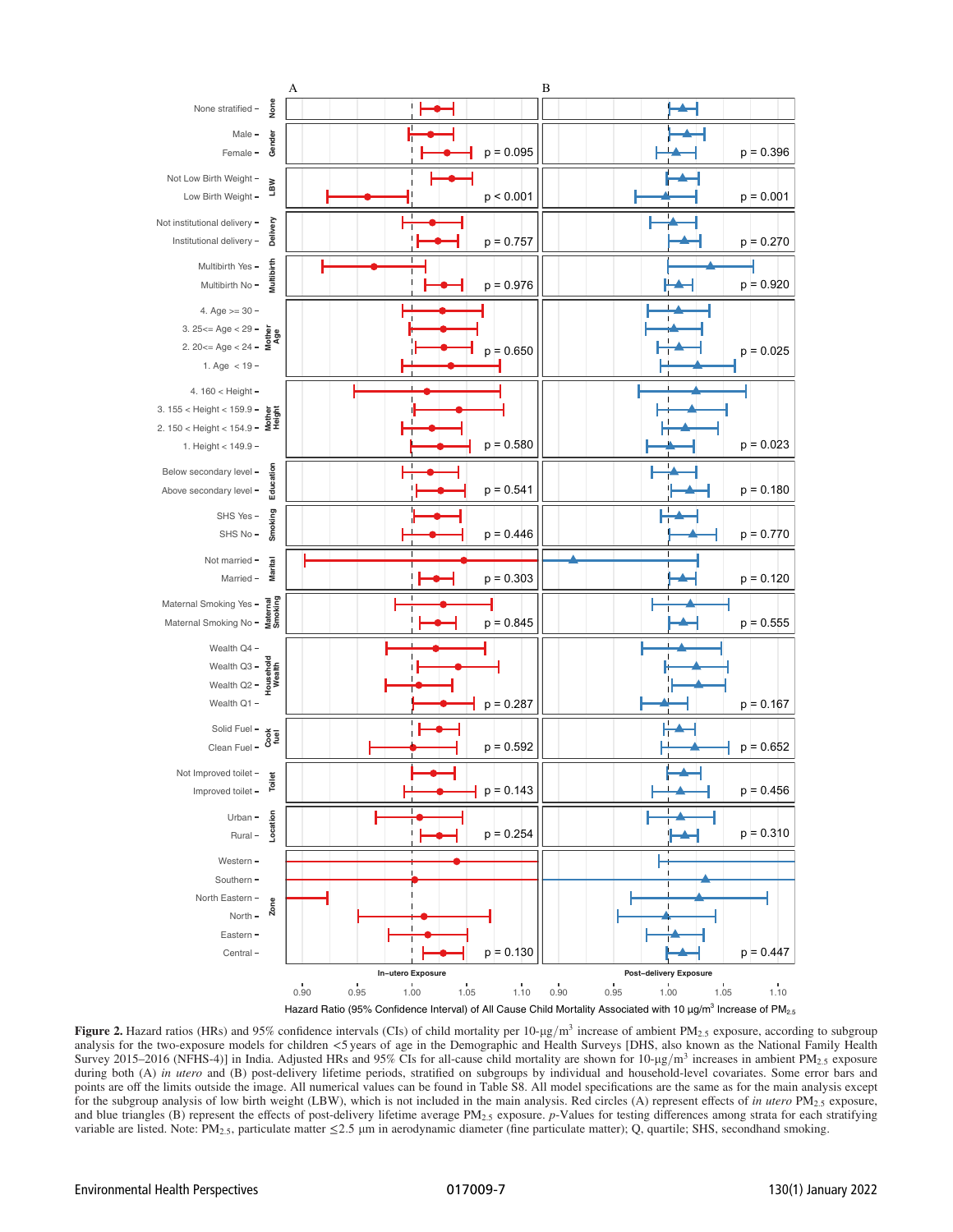**Figure 2.** Hazard ratios (HRs) and 95% confidence intervals (CIs) of child mortality per 10-μg/m$^3$ increase of ambient $PM_{2.5}$ exposure, according to subgroup analysis for the two-exposure models for children <5 years of age in the Demographic and Health Surveys [DHS, also known as the National Family Health Survey 2015–2016 (NFHS-4)] in India. Adjusted HRs and 95% CIs for all-cause child mortality are shown for 10-μg/m$^3$ increases in ambient $PM_{2.5}$ exposure during both (A) *in utero* and (B) post-delivery lifetime periods, stratified on subgroups by individual and household-level covariates. Some error bars and points are off the limits outside the image. All numerical values can be found in Table S8. All model specifications are the same as for the main analysis except for the subgroup analysis of low birth weight (LBW), which is not included in the main analysis. Red circles (A) represent effects of *in utero* $PM_{2.5}$ exposure, and blue triangles (B) represent the effects of post-delivery lifetime average $PM_{2.5}$ exposure. *p*-Values for testing differences among strata for each stratifying variable are listed. Note: $PM_{2.5}$, particulate matter ≤2.5 μm in aerodynamic diameter (fine particulate matter); Q, quartile; SHS, secondhand smoking.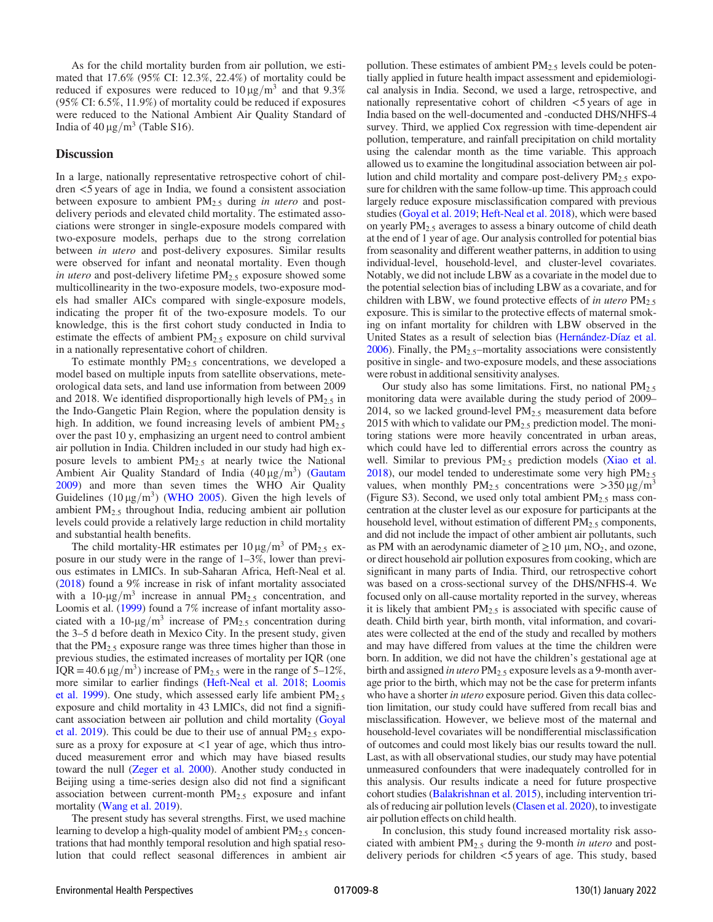As for the child mortality burden from air pollution, we estimated that 17.6% (95% CI: 12.3%, 22.4%) of mortality could be reduced if exposures were reduced to $10\ \mu g/m^3$ and that 9.3% (95% CI: 6.5%, 11.9%) of mortality could be reduced if exposures were reduced to the National Ambient Air Quality Standard of India of $40\ \mu g/m^3$ (Table S16).

## Discussion

In a large, nationally representative retrospective cohort of children <5 years of age in India, we found a consistent association between exposure to ambient $PM_{2.5}$ during *in utero* and post-delivery periods and elevated child mortality. The estimated associations were stronger in single-exposure models compared with two-exposure models, perhaps due to the strong correlation between *in utero* and post-delivery exposures. Similar results were observed for infant and neonatal mortality. Even though *in utero* and post-delivery lifetime $PM_{2.5}$ exposure showed some multicollinearity in the two-exposure models, two-exposure models had smaller AICs compared with single-exposure models, indicating the proper fit of the two-exposure models. To our knowledge, this is the first cohort study conducted in India to estimate the effects of ambient $PM_{2.5}$ exposure on child survival in a nationally representative cohort of children.

To estimate monthly $PM_{2.5}$ concentrations, we developed a model based on multiple inputs from satellite observations, meteorological data sets, and land use information from between 2009 and 2018. We identified disproportionally high levels of $PM_{2.5}$ in the Indo-Gangetic Plain Region, where the population density is high. In addition, we found increasing levels of ambient $PM_{2.5}$ over the past 10 y, emphasizing an urgent need to control ambient air pollution in India. Children included in our study had high exposure levels to ambient $PM_{2.5}$ at nearly twice the National Ambient Air Quality Standard of India ($40\ \mu g/m^3$) (Gautam 2009) and more than seven times the WHO Air Quality Guidelines ($10\ \mu g/m^3$) (WHO 2005). Given the high levels of ambient $PM_{2.5}$ throughout India, reducing ambient air pollution levels could provide a relatively large reduction in child mortality and substantial health benefits.

The child mortality-HR estimates per $10\ \mu g/m^3$ of $PM_{2.5}$ exposure in our study were in the range of 1–3%, lower than previous estimates in LMICs. In sub-Saharan Africa, Heft-Neal et al. (2018) found a 9% increase in risk of infant mortality associated with a $10\text{-}\mu g/m^3$ increase in annual $PM_{2.5}$ concentration, and Loomis et al. (1999) found a 7% increase of infant mortality associated with a $10\text{-}\mu g/m^3$ increase of $PM_{2.5}$ concentration during the 3–5 d before death in Mexico City. In the present study, given that the $PM_{2.5}$ exposure range was three times higher than those in previous studies, the estimated increases of mortality per IQR (one IQR = $40.6\ \mu g/m^3$) increase of $PM_{2.5}$ were in the range of 5–12%, more similar to earlier findings (Heft-Neal et al. 2018; Loomis et al. 1999). One study, which assessed early life ambient $PM_{2.5}$ exposure and child mortality in 43 LMICs, did not find a significant association between air pollution and child mortality (Goyal et al. 2019). This could be due to their use of annual $PM_{2.5}$ exposure as a proxy for exposure at <1 year of age, which thus introduced measurement error and which may have biased results toward the null (Zeger et al. 2000). Another study conducted in Beijing using a time-series design also did not find a significant association between current-month $PM_{2.5}$ exposure and infant mortality (Wang et al. 2019).

The present study has several strengths. First, we used machine learning to develop a high-quality model of ambient $PM_{2.5}$ concentrations that had monthly temporal resolution and high spatial resolution that could reflect seasonal differences in ambient air pollution. These estimates of ambient $PM_{2.5}$ levels could be potentially applied in future health impact assessment and epidemiological analysis in India. Second, we used a large, retrospective, and nationally representative cohort of children <5 years of age in India based on the well-documented and -conducted DHS/NFHS-4 survey. Third, we applied Cox regression with time-dependent air pollution, temperature, and rainfall precipitation on child mortality using the calendar month as the time variable. This approach allowed us to examine the longitudinal association between air pollution and child mortality and compare post-delivery $PM_{2.5}$ exposure for children with the same follow-up time. This approach could largely reduce exposure misclassification compared with previous studies (Goyal et al. 2019; Heft-Neal et al. 2018), which were based on yearly $PM_{2.5}$ averages to assess a binary outcome of child death at the end of 1 year of age. Our analysis controlled for potential bias from seasonality and different weather patterns, in addition to using individual-level, household-level, and cluster-level covariates. Notably, we did not include LBW as a covariate in the model due to the potential selection bias of including LBW as a covariate, and for children with LBW, we found protective effects of *in utero* $PM_{2.5}$ exposure. This is similar to the protective effects of maternal smoking on infant mortality for children with LBW observed in the United States as a result of selection bias (Hernández-Díaz et al. 2006). Finally, the $PM_{2.5}$–mortality associations were consistently positive in single- and two-exposure models, and these associations were robust in additional sensitivity analyses.

Our study also has some limitations. First, no national $PM_{2.5}$ monitoring data were available during the study period of 2009–2014, so we lacked ground-level $PM_{2.5}$ measurement data before 2015 with which to validate our $PM_{2.5}$ prediction model. The monitoring stations were more heavily concentrated in urban areas, which could have led to differential errors across the country as well. Similar to previous $PM_{2.5}$ prediction models (Xiao et al. 2018), our model tended to underestimate some very high $PM_{2.5}$ values, when monthly $PM_{2.5}$ concentrations were $>350\ \mu g/m^3$ (Figure S3). Second, we used only total ambient $PM_{2.5}$ mass concentration at the cluster level as our exposure for participants at the household level, without estimation of different $PM_{2.5}$ components, and did not include the impact of other ambient air pollutants, such as PM with an aerodynamic diameter of $\geq 10\ \mu m$, $NO_2$, and ozone, or direct household air pollution exposures from cooking, which are significant in many parts of India. Third, our retrospective cohort was based on a cross-sectional survey of the DHS/NFHS-4. We focused only on all-cause mortality reported in the survey, whereas it is likely that ambient $PM_{2.5}$ is associated with specific cause of death. Child birth year, birth month, vital information, and covariates were collected at the end of the study and recalled by mothers and may have differed from values at the time the children were born. In addition, we did not have the children's gestational age at birth and assigned *in utero* $PM_{2.5}$ exposure levels as a 9-month average prior to the birth, which may not be the case for preterm infants who have a shorter *in utero* exposure period. Given this data collection limitation, our study could have suffered from recall bias and misclassification. However, we believe most of the maternal and household-level covariates will be nondifferential misclassification of outcomes and could most likely bias our results toward the null. Last, as with all observational studies, our study may have potential unmeasured confounders that were inadequately controlled for in this analysis. Our results indicate a need for future prospective cohort studies (Balakrishnan et al. 2015), including intervention trials of reducing air pollution levels (Clasen et al. 2020), to investigate air pollution effects on child health.

In conclusion, this study found increased mortality risk associated with ambient $PM_{2.5}$ during the 9-month *in utero* and post-delivery periods for children <5 years of age. This study, based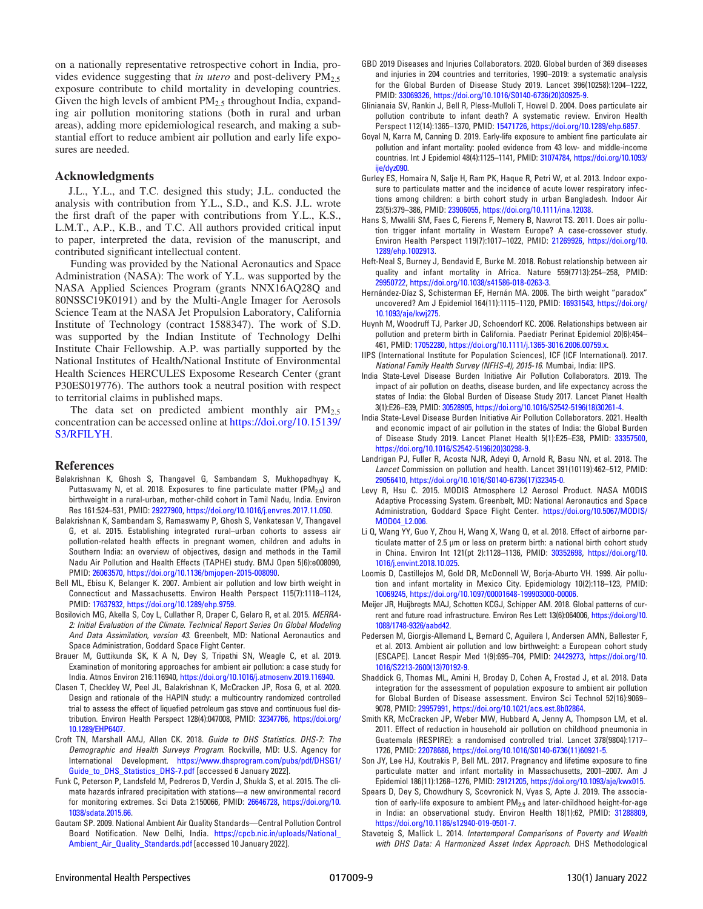on a nationally representative retrospective cohort in India, provides evidence suggesting that *in utero* and post-delivery $PM_{2.5}$ exposure contribute to child mortality in developing countries. Given the high levels of ambient $PM_{2.5}$ throughout India, expanding air pollution monitoring stations (both in rural and urban areas), adding more epidemiological research, and making a substantial effort to reduce ambient air pollution and early life exposures are needed.

## Acknowledgments

J.L., Y.L., and T.C. designed this study; J.L. conducted the analysis with contribution from Y.L., S.D., and K.S. J.L. wrote the first draft of the paper with contributions from Y.L., K.S., L.M.T., A.P., K.B., and T.C. All authors provided critical input to paper, interpreted the data, revision of the manuscript, and contributed significant intellectual content.

Funding was provided by the National Aeronautics and Space Administration (NASA): The work of Y.L. was supported by the NASA Applied Sciences Program (grants NNX16AQ28Q and 80NSSC19K0191) and by the Multi-Angle Imager for Aerosols Science Team at the NASA Jet Propulsion Laboratory, California Institute of Technology (contract 1588347). The work of S.D. was supported by the Indian Institute of Technology Delhi Institute Chair Fellowship. A.P. was partially supported by the National Institutes of Health/National Institute of Environmental Health Sciences HERCULES Exposome Research Center (grant P30ES019776). The authors took a neutral position with respect to territorial claims in published maps.

The data set on predicted ambient monthly air $PM_{2.5}$ concentration can be accessed online at https://doi.org/10.15139/S3/RFILYH.

## References

Balakrishnan K, Ghosh S, Thangavel G, Sambandam S, Mukhopadhyay K, Puttaswamy N, et al. 2018. Exposures to fine particulate matter ($PM_{2.5}$) and birthweight in a rural-urban, mother-child cohort in Tamil Nadu, India. Environ Res 161:524–531, PMID: 29227900, https://doi.org/10.1016/j.envres.2017.11.050.

Balakrishnan K, Sambandam S, Ramaswamy P, Ghosh S, Venkatesan V, Thangavel G, et al. 2015. Establishing integrated rural–urban cohorts to assess air pollution-related health effects in pregnant women, children and adults in Southern India: an overview of objectives, design and methods in the Tamil Nadu Air Pollution and Health Effects (TAPHE) study. BMJ Open 5(6):e008090, PMID: 26063570, https://doi.org/10.1136/bmjopen-2015-008090.

Bell ML, Ebisu K, Belanger K. 2007. Ambient air pollution and low birth weight in Connecticut and Massachusetts. Environ Health Perspect 115(7):1118–1124, PMID: 17637932, https://doi.org/10.1289/ehp.9759.

Bosilovich MG, Akella S, Coy L, Cullather R, Draper C, Gelaro R, et al. 2015. *MERRA-2: Initial Evaluation of the Climate. Technical Report Series On Global Modeling And Data Assimilation, version 43*. Greenbelt, MD: National Aeronautics and Space Administration, Goddard Space Flight Center.

Brauer M, Guttikunda SK, K A N, Dey S, Tripathi SN, Weagle C, et al. 2019. Examination of monitoring approaches for ambient air pollution: a case study for India. Atmos Environ 216:116940, https://doi.org/10.1016/j.atmosenv.2019.116940.

Clasen T, Checkley W, Peel JL, Balakrishnan K, McCracken JP, Rosa G, et al. 2020. Design and rationale of the HAPIN study: a multicountry randomized controlled trial to assess the effect of liquefied petroleum gas stove and continuous fuel distribution. Environ Health Perspect 128(4):047008, PMID: 32347766, https://doi.org/10.1289/EHP6407.

Croft TN, Marshall AMJ, Allen CK. 2018. *Guide to DHS Statistics. DHS-7: The Demographic and Health Surveys Program*. Rockville, MD: U.S. Agency for International Development. https://www.dhsprogram.com/pubs/pdf/DHSG1/Guide_to_DHS_Statistics_DHS-7.pdf [accessed 6 January 2022].

Funk C, Peterson P, Landsfeld M, Pedreros D, Verdin J, Shukla S, et al. 2015. The climate hazards infrared precipitation with stations—a new environmental record for monitoring extremes. Sci Data 2:150066, PMID: 26646728, https://doi.org/10.1038/sdata.2015.66.

Gautam SP. 2009. National Ambient Air Quality Standards—Central Pollution Control Board Notification. New Delhi, India. https://cpcb.nic.in/uploads/National_Ambient_Air_Quality_Standards.pdf [accessed 10 January 2022].

GBD 2019 Diseases and Injuries Collaborators. 2020. Global burden of 369 diseases and injuries in 204 countries and territories, 1990–2019: a systematic analysis for the Global Burden of Disease Study 2019. Lancet 396(10258):1204–1222, PMID: 33069326, https://doi.org/10.1016/S0140-6736(20)30925-9.

Glinianaia SV, Rankin J, Bell R, Pless-Mulloli T, Howel D. 2004. Does particulate air pollution contribute to infant death? A systematic review. Environ Health Perspect 112(14):1365–1370, PMID: 15471726, https://doi.org/10.1289/ehp.6857.

Goyal N, Karra M, Canning D. 2019. Early-life exposure to ambient fine particulate air pollution and infant mortality: pooled evidence from 43 low- and middle-income countries. Int J Epidemiol 48(4):1125–1141, PMID: 31074784, https://doi.org/10.1093/ije/dyz090.

Gurley ES, Homaira N, Salje H, Ram PK, Haque R, Petri W, et al. 2013. Indoor exposure to particulate matter and the incidence of acute lower respiratory infections among children: a birth cohort study in urban Bangladesh. Indoor Air 23(5):379–386, PMID: 23906055, https://doi.org/10.1111/ina.12038.

Hans S, Mwalili SM, Faes C, Fierens F, Nemery B, Nawrot TS. 2011. Does air pollution trigger infant mortality in Western Europe? A case-crossover study. Environ Health Perspect 119(7):1017–1022, PMID: 21269926, https://doi.org/10.1289/ehp.1002913.

Heft-Neal S, Burney J, Bendavid E, Burke M. 2018. Robust relationship between air quality and infant mortality in Africa. Nature 559(7713):254–258, PMID: 29950722, https://doi.org/10.1038/s41586-018-0263-3.

Hernández-Díaz S, Schisterman EF, Hernán MA. 2006. The birth weight "paradox" uncovered? Am J Epidemiol 164(11):1115–1120, PMID: 16931543, https://doi.org/10.1093/aje/kwj275.

Huynh M, Woodruff TJ, Parker JD, Schoendorf KC. 2006. Relationships between air pollution and preterm birth in California. Paediatr Perinat Epidemiol 20(6):454–461, PMID: 17052280, https://doi.org/10.1111/j.1365-3016.2006.00759.x.

IIPS (International Institute for Population Sciences), ICF (ICF International). 2017. *National Family Health Survey (NFHS-4), 2015-16*. Mumbai, India: IIPS.

India State-Level Disease Burden Initiative Air Pollution Collaborators. 2019. The impact of air pollution on deaths, disease burden, and life expectancy across the states of India: the Global Burden of Disease Study 2017. Lancet Planet Health 3(1):E26–E39, PMID: 30528905, https://doi.org/10.1016/S2542-5196(18)30261-4.

India State-Level Disease Burden Initiative Air Pollution Collaborators. 2021. Health and economic impact of air pollution in the states of India: the Global Burden of Disease Study 2019. Lancet Planet Health 5(1):E25–E38, PMID: 33357500, https://doi.org/10.1016/S2542-5196(20)30298-9.

Landrigan PJ, Fuller R, Acosta NJR, Adeyi O, Arnold R, Basu NN, et al. 2018. The *Lancet* Commission on pollution and health. Lancet 391(10119):462–512, PMID: 29056410, https://doi.org/10.1016/S0140-6736(17)32345-0.

Levy R, Hsu C. 2015. MODIS Atmosphere L2 Aerosol Product. NASA MODIS Adaptive Processing System. Greenbelt, MD: National Aeronautics and Space Administration, Goddard Space Flight Center. https://doi.org/10.5067/MODIS/MOD04_L2.006.

Li Q, Wang YY, Guo Y, Zhou H, Wang X, Wang Q, et al. 2018. Effect of airborne particulate matter of 2.5 μm or less on preterm birth: a national birth cohort study in China. Environ Int 121(pt 2):1128–1136, PMID: 30352698, https://doi.org/10.1016/j.envint.2018.10.025.

Loomis D, Castillejos M, Gold DR, McDonnell W, Borja-Aburto VH. 1999. Air pollution and infant mortality in Mexico City. Epidemiology 10(2):118–123, PMID: 10069245, https://doi.org/10.1097/00001648-199903000-00006.

Meijer JR, Huijbregts MAJ, Schotten KCGJ, Schipper AM. 2018. Global patterns of current and future road infrastructure. Environ Res Lett 13(6):064006, https://doi.org/10.1088/1748-9326/aabd42.

Pedersen M, Giorgis-Allemand L, Bernard C, Aguilera I, Andersen AMN, Ballester F, et al. 2013. Ambient air pollution and low birthweight: a European cohort study (ESCAPE). Lancet Respir Med 1(9):695–704, PMID: 24429273, https://doi.org/10.1016/S2213-2600(13)70192-9.

Shaddick G, Thomas ML, Amini H, Broday D, Cohen A, Frostad J, et al. 2018. Data integration for the assessment of population exposure to ambient air pollution for Global Burden of Disease assessment. Environ Sci Technol 52(16):9069–9078, PMID: 29957991, https://doi.org/10.1021/acs.est.8b02864.

Smith KR, McCracken JP, Weber MW, Hubbard A, Jenny A, Thompson LM, et al. 2011. Effect of reduction in household air pollution on childhood pneumonia in Guatemala (RESPIRE): a randomised controlled trial. Lancet 378(9804):1717–1726, PMID: 22078686, https://doi.org/10.1016/S0140-6736(11)60921-5.

Son JY, Lee HJ, Koutrakis P, Bell ML. 2017. Pregnancy and lifetime exposure to fine particulate matter and infant mortality in Massachusetts, 2001–2007. Am J Epidemiol 186(11):1268–1276, PMID: 29121205, https://doi.org/10.1093/aje/kwx015.

Spears D, Dey S, Chowdhury S, Scovronick N, Vyas S, Apte J. 2019. The association of early-life exposure to ambient $PM_{2.5}$ and later-childhood height-for-age in India: an observational study. Environ Health 18(1):62, PMID: 31288809, https://doi.org/10.1186/s12940-019-0501-7.

Staveteig S, Mallick L. 2014. *Intertemporal Comparisons of Poverty and Wealth with DHS Data: A Harmonized Asset Index Approach*. DHS Methodological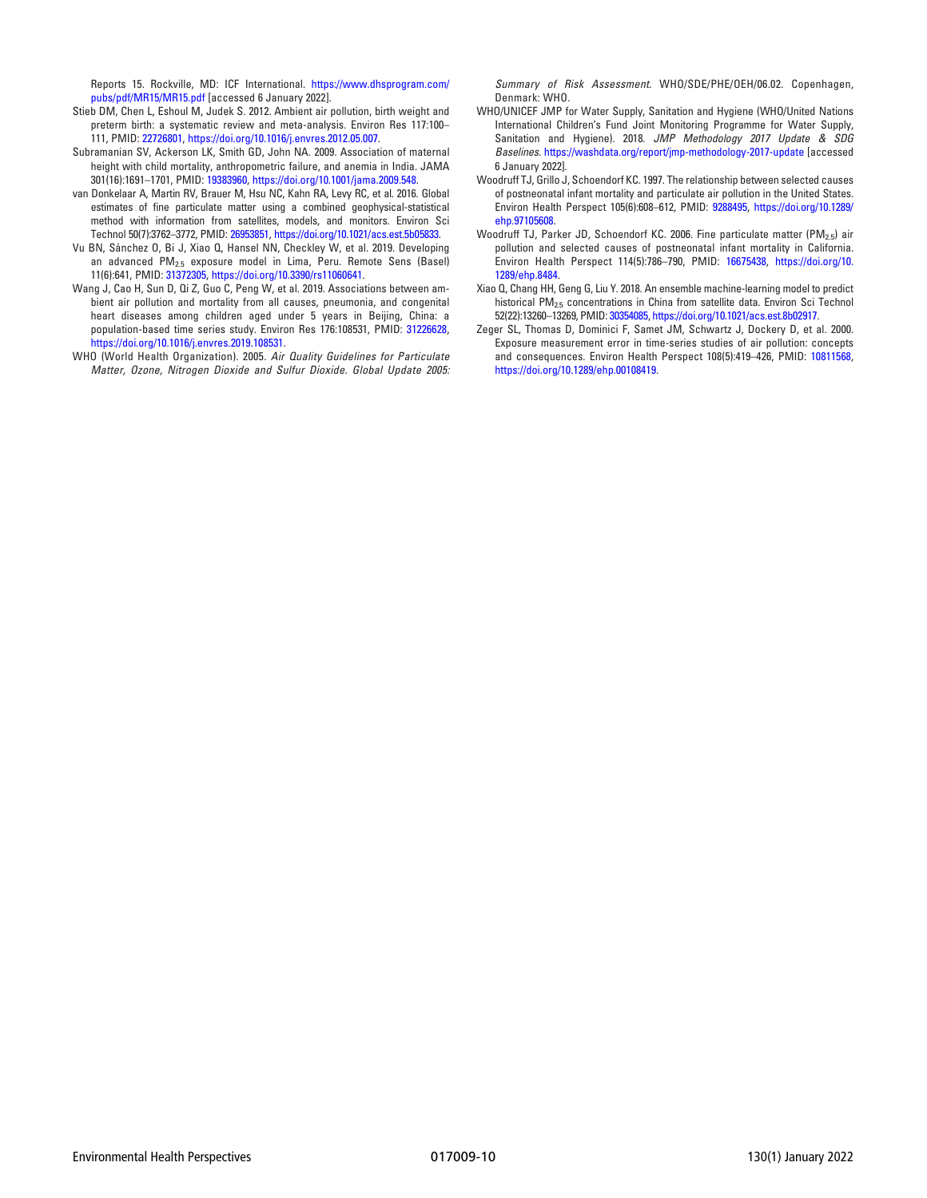Reports 15. Rockville, MD: ICF International. https://www.dhsprogram.com/pubs/pdf/MR15/MR15.pdf [accessed 6 January 2022].

Stieb DM, Chen L, Eshoul M, Judek S. 2012. Ambient air pollution, birth weight and preterm birth: a systematic review and meta-analysis. Environ Res 117:100–111, PMID: 22726801, https://doi.org/10.1016/j.envres.2012.05.007.

Subramanian SV, Ackerson LK, Smith GD, John NA. 2009. Association of maternal height with child mortality, anthropometric failure, and anemia in India. JAMA 301(16):1691–1701, PMID: 19383960, https://doi.org/10.1001/jama.2009.548.

van Donkelaar A, Martin RV, Brauer M, Hsu NC, Kahn RA, Levy RC, et al. 2016. Global estimates of fine particulate matter using a combined geophysical-statistical method with information from satellites, models, and monitors. Environ Sci Technol 50(7):3762–3772, PMID: 26953851, https://doi.org/10.1021/acs.est.5b05833.

Vu BN, Sánchez O, Bi J, Xiao Q, Hansel NN, Checkley W, et al. 2019. Developing an advanced $PM_{2.5}$ exposure model in Lima, Peru. Remote Sens (Basel) 11(6):641, PMID: 31372305, https://doi.org/10.3390/rs11060641.

Wang J, Cao H, Sun D, Qi Z, Guo C, Peng W, et al. 2019. Associations between ambient air pollution and mortality from all causes, pneumonia, and congenital heart diseases among children aged under 5 years in Beijing, China: a population-based time series study. Environ Res 176:108531, PMID: 31226628, https://doi.org/10.1016/j.envres.2019.108531.

WHO (World Health Organization). 2005. *Air Quality Guidelines for Particulate Matter, Ozone, Nitrogen Dioxide and Sulfur Dioxide. Global Update 2005: Summary of Risk Assessment*. WHO/SDE/PHE/OEH/06.02. Copenhagen, Denmark: WHO.

WHO/UNICEF JMP for Water Supply, Sanitation and Hygiene (WHO/United Nations International Children's Fund Joint Monitoring Programme for Water Supply, Sanitation and Hygiene). 2018. *JMP Methodology 2017 Update & SDG Baselines*. https://washdata.org/report/jmp-methodology-2017-update [accessed 6 January 2022].

Woodruff TJ, Grillo J, Schoendorf KC. 1997. The relationship between selected causes of postneonatal infant mortality and particulate air pollution in the United States. Environ Health Perspect 105(6):608–612, PMID: 9288495, https://doi.org/10.1289/ehp.97105608.

Woodruff TJ, Parker JD, Schoendorf KC. 2006. Fine particulate matter ($PM_{2.5}$) air pollution and selected causes of postneonatal infant mortality in California. Environ Health Perspect 114(5):786–790, PMID: 16675438, https://doi.org/10.1289/ehp.8484.

Xiao Q, Chang HH, Geng G, Liu Y. 2018. An ensemble machine-learning model to predict historical $PM_{2.5}$ concentrations in China from satellite data. Environ Sci Technol 52(22):13260–13269, PMID: 30354085, https://doi.org/10.1021/acs.est.8b02917.

Zeger SL, Thomas D, Dominici F, Samet JM, Schwartz J, Dockery D, et al. 2000. Exposure measurement error in time-series studies of air pollution: concepts and consequences. Environ Health Perspect 108(5):419–426, PMID: 10811568, https://doi.org/10.1289/ehp.00108419.